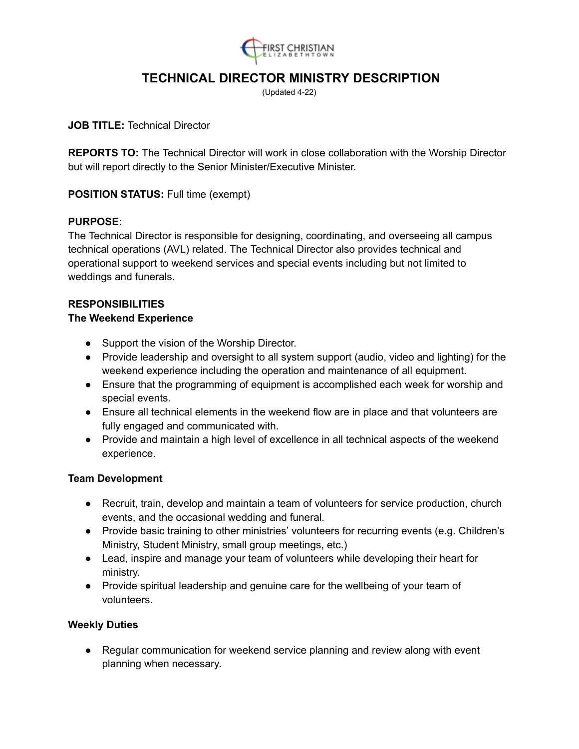# TECHNICAL DIRECTOR MINISTRY DESCRIPTION

(Updated 4-22)

**JOB TITLE:** Technical Director

**REPORTS TO:** The Technical Director will work in close collaboration with the Worship Director but will report directly to the Senior Minister/Executive Minister.

**POSITION STATUS:** Full time (exempt)

**PURPOSE:**
The Technical Director is responsible for designing, coordinating, and overseeing all campus technical operations (AVL) related. The Technical Director also provides technical and operational support to weekend services and special events including but not limited to weddings and funerals.

## RESPONSIBILITIES

### The Weekend Experience

- Support the vision of the Worship Director.
- Provide leadership and oversight to all system support (audio, video and lighting) for the weekend experience including the operation and maintenance of all equipment.
- Ensure that the programming of equipment is accomplished each week for worship and special events.
- Ensure all technical elements in the weekend flow are in place and that volunteers are fully engaged and communicated with.
- Provide and maintain a high level of excellence in all technical aspects of the weekend experience.

### Team Development

- Recruit, train, develop and maintain a team of volunteers for service production, church events, and the occasional wedding and funeral.
- Provide basic training to other ministries' volunteers for recurring events (e.g. Children's Ministry, Student Ministry, small group meetings, etc.)
- Lead, inspire and manage your team of volunteers while developing their heart for ministry.
- Provide spiritual leadership and genuine care for the wellbeing of your team of volunteers.

### Weekly Duties

- Regular communication for weekend service planning and review along with event planning when necessary.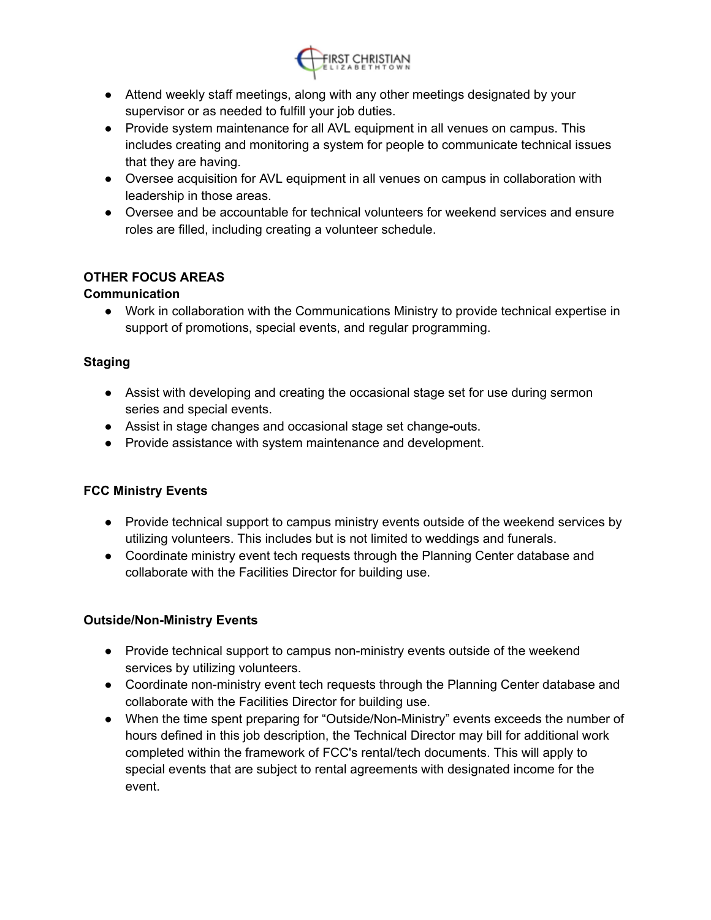- Attend weekly staff meetings, along with any other meetings designated by your supervisor or as needed to fulfill your job duties.
- Provide system maintenance for all AVL equipment in all venues on campus. This includes creating and monitoring a system for people to communicate technical issues that they are having.
- Oversee acquisition for AVL equipment in all venues on campus in collaboration with leadership in those areas.
- Oversee and be accountable for technical volunteers for weekend services and ensure roles are filled, including creating a volunteer schedule.

**OTHER FOCUS AREAS**

**Communication**

- Work in collaboration with the Communications Ministry to provide technical expertise in support of promotions, special events, and regular programming.

**Staging**

- Assist with developing and creating the occasional stage set for use during sermon series and special events.
- Assist in stage changes and occasional stage set change-outs.
- Provide assistance with system maintenance and development.

**FCC Ministry Events**

- Provide technical support to campus ministry events outside of the weekend services by utilizing volunteers. This includes but is not limited to weddings and funerals.
- Coordinate ministry event tech requests through the Planning Center database and collaborate with the Facilities Director for building use.

**Outside/Non-Ministry Events**

- Provide technical support to campus non-ministry events outside of the weekend services by utilizing volunteers.
- Coordinate non-ministry event tech requests through the Planning Center database and collaborate with the Facilities Director for building use.
- When the time spent preparing for "Outside/Non-Ministry" events exceeds the number of hours defined in this job description, the Technical Director may bill for additional work completed within the framework of FCC's rental/tech documents. This will apply to special events that are subject to rental agreements with designated income for the event.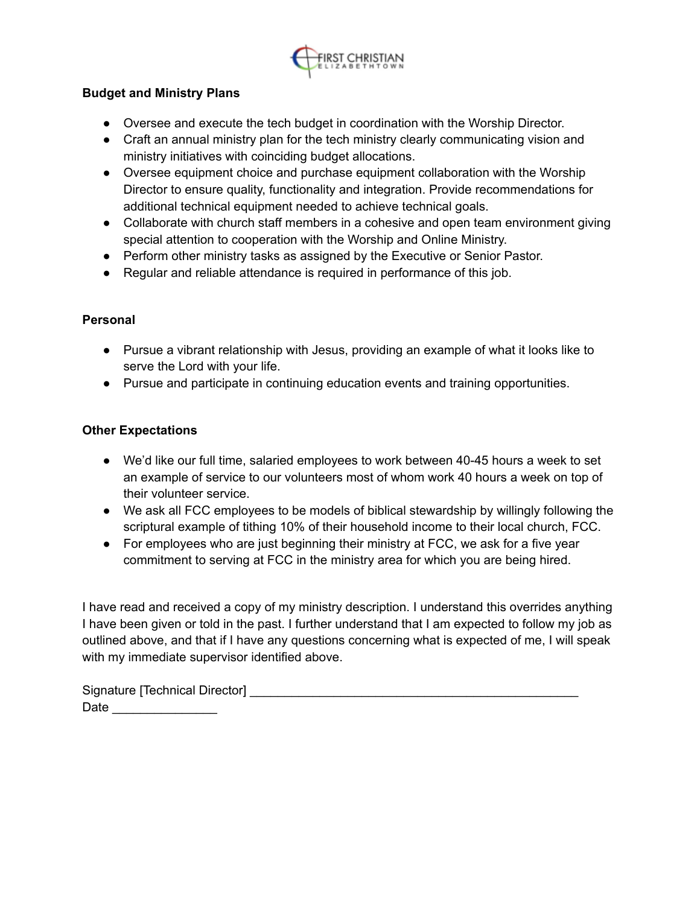**Budget and Ministry Plans**

- Oversee and execute the tech budget in coordination with the Worship Director.
- Craft an annual ministry plan for the tech ministry clearly communicating vision and ministry initiatives with coinciding budget allocations.
- Oversee equipment choice and purchase equipment collaboration with the Worship Director to ensure quality, functionality and integration. Provide recommendations for additional technical equipment needed to achieve technical goals.
- Collaborate with church staff members in a cohesive and open team environment giving special attention to cooperation with the Worship and Online Ministry.
- Perform other ministry tasks as assigned by the Executive or Senior Pastor.
- Regular and reliable attendance is required in performance of this job.

**Personal**

- Pursue a vibrant relationship with Jesus, providing an example of what it looks like to serve the Lord with your life.
- Pursue and participate in continuing education events and training opportunities.

**Other Expectations**

- We'd like our full time, salaried employees to work between 40-45 hours a week to set an example of service to our volunteers most of whom work 40 hours a week on top of their volunteer service.
- We ask all FCC employees to be models of biblical stewardship by willingly following the scriptural example of tithing 10% of their household income to their local church, FCC.
- For employees who are just beginning their ministry at FCC, we ask for a five year commitment to serving at FCC in the ministry area for which you are being hired.

I have read and received a copy of my ministry description. I understand this overrides anything I have been given or told in the past. I further understand that I am expected to follow my job as outlined above, and that if I have any questions concerning what is expected of me, I will speak with my immediate supervisor identified above.

Signature [Technical Director] ________________________________________________
Date _______________